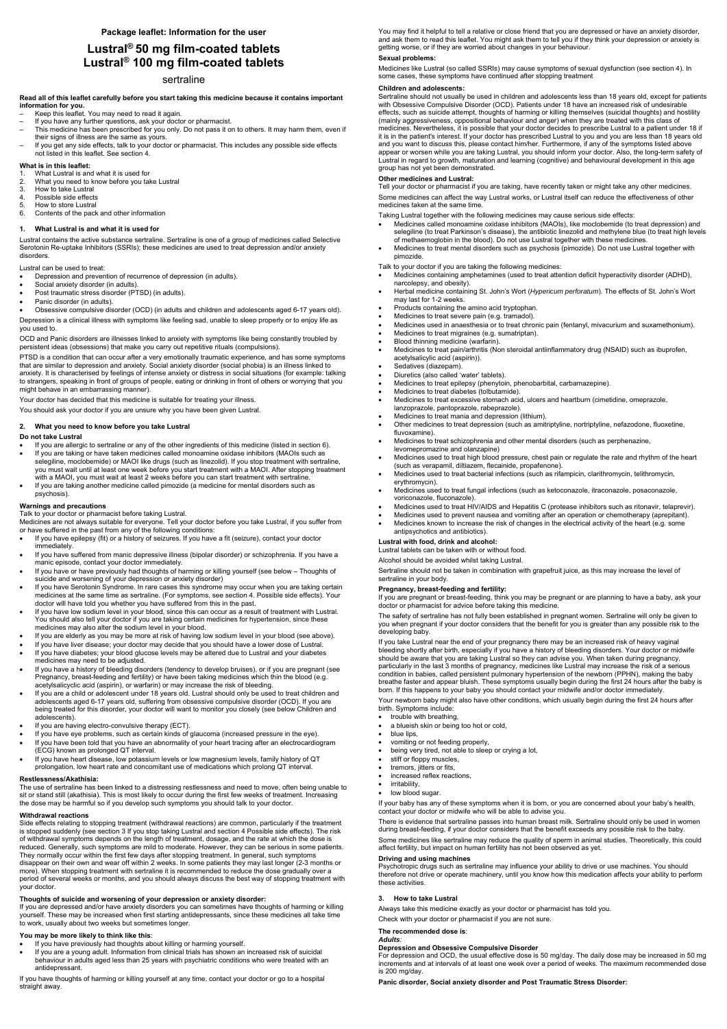**Package leaflet: Information for the user**

# Lustral® 50 mg film-coated tablets
# Lustral® 100 mg film-coated tablets

sertraline

**Read all of this leaflet carefully before you start taking this medicine because it contains important information for you.**

- Keep this leaflet. You may need to read it again.
- If you have any further questions, ask your doctor or pharmacist.
- This medicine has been prescribed for you only. Do not pass it on to others. It may harm them, even if their signs of illness are the same as yours.
- If you get any side effects, talk to your doctor or pharmacist. This includes any possible side effects not listed in this leaflet. See section 4.

**What is in this leaflet:**

1. What Lustral is and what it is used for
2. What you need to know before you take Lustral
3. How to take Lustral
4. Possible side effects
5. How to store Lustral
6. Contents of the pack and other information

## 1. What Lustral is and what it is used for

Lustral contains the active substance sertraline. Sertraline is one of a group of medicines called Selective Serotonin Re-uptake Inhibitors (SSRIs); these medicines are used to treat depression and/or anxiety disorders.

Lustral can be used to treat:

- Depression and prevention of recurrence of depression (in adults).
- Social anxiety disorder (in adults).
- Post traumatic stress disorder (PTSD) (in adults).
- Panic disorder (in adults).
- Obsessive compulsive disorder (OCD) (in adults and children and adolescents aged 6-17 years old).

Depression is a clinical illness with symptoms like feeling sad, unable to sleep properly or to enjoy life as you used to.

OCD and Panic disorders are illnesses linked to anxiety with symptoms like being constantly troubled by persistent ideas (obsessions) that make you carry out repetitive rituals (compulsions).

PTSD is a condition that can occur after a very emotionally traumatic experience, and has some symptoms that are similar to depression and anxiety. Social anxiety disorder (social phobia) is an illness linked to anxiety. It is characterised by feelings of intense anxiety or distress in social situations (for example: talking to strangers, speaking in front of groups of people, eating or drinking in front of others or worrying that you might behave in an embarrassing manner).

Your doctor has decided that this medicine is suitable for treating your illness.

You should ask your doctor if you are unsure why you have been given Lustral.

## 2. What you need to know before you take Lustral

**Do not take Lustral**

- If you are allergic to sertraline or any of the other ingredients of this medicine (listed in section 6).
- If you are taking or have taken medicines called monoamine oxidase inhibitors (MAOIs such as selegiline, moclobemide) or MAOI like drugs (such as linezolid). If you stop treatment with sertraline, you must wait until at least one week before you start treatment with a MAOI. After stopping treatment with a MAOI, you must wait at least 2 weeks before you can start treatment with sertraline.
- If you are taking another medicine called pimozide (a medicine for mental disorders such as psychosis).

**Warnings and precautions**

Talk to your doctor or pharmacist before taking Lustral.

Medicines are not always suitable for everyone. Tell your doctor before you take Lustral, if you suffer from or have suffered in the past from any of the following conditions:

- If you have epilepsy (fit) or a history of seizures. If you have a fit (seizure), contact your doctor immediately.
- If you have suffered from manic depressive illness (bipolar disorder) or schizophrenia. If you have a manic episode, contact your doctor immediately.
- If you have or have previously had thoughts of harming or killing yourself (see below – Thoughts of suicide and worsening of your depression or anxiety disorder)
- If you have Serotonin Syndrome. In rare cases this syndrome may occur when you are taking certain medicines at the same time as sertraline. (For symptoms, see section 4. Possible side effects). Your doctor will have told you whether you have suffered from this in the past.
- If you have low sodium level in your blood, since this can occur as a result of treatment with Lustral. You should also tell your doctor if you are taking certain medicines for hypertension, since these medicines may also alter the sodium level in your blood.
- If you are elderly as you may be more at risk of having low sodium level in your blood (see above).
- If you have liver disease; your doctor may decide that you should have a lower dose of Lustral.
- If you have diabetes; your blood glucose levels may be altered due to Lustral and your diabetes medicines may need to be adjusted.
- If you have a history of bleeding disorders (tendency to develop bruises), or if you are pregnant (see Pregnancy, breast-feeding and fertility) or have been taking medicines which thin the blood (e.g. acetylsalicylic acid (aspirin), or warfarin) or may increase the risk of bleeding.
- If you are a child or adolescent under 18 years old. Lustral should only be used to treat children and adolescents aged 6-17 years old, suffering from obsessive compulsive disorder (OCD). If you are being treated for this disorder, your doctor will want to monitor you closely (see below Children and adolescents).
- If you are having electro-convulsive therapy (ECT).
- If you have eye problems, such as certain kinds of glaucoma (increased pressure in the eye).
- If you have been told that you have an abnormality of your heart tracing after an electrocardiogram (ECG) known as prolonged QT interval.
- If you have heart disease, low potassium levels or low magnesium levels, family history of QT prolongation, low heart rate and concomitant use of medications which prolong QT interval.

**Restlessness/Akathisia:**

The use of sertraline has been linked to a distressing restlessness and need to move, often being unable to sit or stand still (akathisia). This is most likely to occur during the first few weeks of treatment. Increasing the dose may be harmful so if you develop such symptoms you should talk to your doctor.

**Withdrawal reactions**

Side effects relating to stopping treatment (withdrawal reactions) are common, particularly if the treatment is stopped suddenly (see section 3 If you stop taking Lustral and section 4 Possible side effects). The risk of withdrawal symptoms depends on the length of treatment, dosage, and the rate at which the dose is reduced. Generally, such symptoms are mild to moderate. However, they can be serious in some patients. They normally occur within the first few days after stopping treatment. In general, such symptoms disappear on their own and wear off within 2 weeks. In some patients they may last longer (2-3 months or more). When stopping treatment with sertraline it is recommended to reduce the dose gradually over a period of several weeks or months, and you should always discuss the best way of stopping treatment with your doctor.

**Thoughts of suicide and worsening of your depression or anxiety disorder:**

If you are depressed and/or have anxiety disorders you can sometimes have thoughts of harming or killing yourself. These may be increased when first starting antidepressants, since these medicines all take time to work, usually about two weeks but sometimes longer.

**You may be more likely to think like this**:

- If you have previously had thoughts about killing or harming yourself.
- If you are a young adult. Information from clinical trials has shown an increased risk of suicidal behaviour in adults aged less than 25 years with psychiatric conditions who were treated with an antidepressant.

If you have thoughts of harming or killing yourself at any time, contact your doctor or go to a hospital straight away.

You may find it helpful to tell a relative or close friend that you are depressed or have an anxiety disorder, and ask them to read this leaflet. You might ask them to tell you if they think your depression or anxiety is getting worse, or if they are worried about changes in your behaviour.

**Sexual problems:**

Medicines like Lustral (so called SSRIs) may cause symptoms of sexual dysfunction (see section 4). In some cases, these symptoms have continued after stopping treatment

**Children and adolescents:**

Sertraline should not usually be used in children and adolescents less than 18 years old, except for patients with Obsessive Compulsive Disorder (OCD). Patients under 18 have an increased risk of undesirable effects, such as suicide attempt, thoughts of harming or killing themselves (suicidal thoughts) and hostility (mainly aggressiveness, oppositional behaviour and anger) when they are treated with this class of medicines. Nevertheless, it is possible that your doctor decides to prescribe Lustral to a patient under 18 if it is in the patient's interest. If your doctor has prescribed Lustral to you and you are less than 18 years old and you want to discuss this, please contact him/her. Furthermore, if any of the symptoms listed above appear or worsen while you are taking Lustral, you should inform your doctor. Also, the long-term safety of Lustral in regard to growth, maturation and learning (cognitive) and behavioural development in this age group has not yet been demonstrated.

**Other medicines and Lustral:**

Tell your doctor or pharmacist if you are taking, have recently taken or might take any other medicines.

Some medicines can affect the way Lustral works, or Lustral itself can reduce the effectiveness of other medicines taken at the same time.

Taking Lustral together with the following medicines may cause serious side effects:

- Medicines called monoamine oxidase inhibitors (MAOIs), like moclobemide (to treat depression) and selegiline (to treat Parkinson's disease), the antibiotic linezolid and methylene blue (to treat high levels of methaemoglobin in the blood). Do not use Lustral together with these medicines.
- Medicines to treat mental disorders such as psychosis (pimozide). Do not use Lustral together with pimozide.

Talk to your doctor if you are taking the following medicines:

- Medicines containing amphetamines (used to treat attention deficit hyperactivity disorder (ADHD), narcolepsy, and obesity).
- Herbal medicine containing St. John's Wort (*Hypericum perforatum*). The effects of St. John's Wort may last for 1-2 weeks.
- Products containing the amino acid tryptophan.
- Medicines to treat severe pain (e.g. tramadol).
- Medicines used in anaesthesia or to treat chronic pain (fentanyl, mivacurium and suxamethonium).
- Medicines to treat migraines (e.g. sumatriptan).
- Blood thinning medicine (warfarin).
- Medicines to treat pain/arthritis (Non steroidal antiinflammatory drug (NSAID) such as ibuprofen, acetylsalicylic acid (aspirin)).
- Sedatives (diazepam).
- Diuretics (also called 'water' tablets).
- Medicines to treat epilepsy (phenytoin, phenobarbital, carbamazepine).
- Medicines to treat diabetes (tolbutamide).
- Medicines to treat excessive stomach acid, ulcers and heartburn (cimetidine, omeprazole, lanzoprazole, pantoprazole, rabeprazole).
- Medicines to treat mania and depression (lithium).
- Other medicines to treat depression (such as amitriptyline, nortriptyline, nefazodone, fluoxetine, fluvoxamine).
- Medicines to treat schizophrenia and other mental disorders (such as perphenazine, levomepromazine and olanzapine)
- Medicines used to treat high blood pressure, chest pain or regulate the rate and rhythm of the heart (such as verapamil, diltiazem, flecainide, propafenone).
- Medicines used to treat bacterial infections (such as rifampicin, clarithromycin, telithromycin, erythromycin).
- Medicines used to treat fungal infections (such as ketoconazole, itraconazole, posaconazole, voriconazole, fluconazole).
- Medicines used to treat HIV/AIDS and Hepatitis C (protease inhibitors such as ritonavir, telaprevir).
- Medicines used to prevent nausea and vomiting after an operation or chemotherapy (aprepitant).
- Medicines known to increase the risk of changes in the electrical activity of the heart (e.g. some antipsychotics and antibiotics).

**Lustral with food, drink and alcohol:**

Lustral tablets can be taken with or without food.

Alcohol should be avoided whilst taking Lustral.

Sertraline should not be taken in combination with grapefruit juice, as this may increase the level of sertraline in your body.

**Pregnancy, breast-feeding and fertility:**

If you are pregnant or breast-feeding, think you may be pregnant or are planning to have a baby, ask your doctor or pharmacist for advice before taking this medicine.

The safety of sertraline has not fully been established in pregnant women. Sertraline will only be given to you when pregnant if your doctor considers that the benefit for you is greater than any possible risk to the developing baby.

If you take Lustral near the end of your pregnancy there may be an increased risk of heavy vaginal bleeding shortly after birth, especially if you have a history of bleeding disorders. Your doctor or midwife should be aware that you are taking Lustral so they can advise you. When taken during pregnancy, particularly in the last 3 months of pregnancy, medicines like Lustral may increase the risk of a serious condition in babies, called persistent pulmonary hypertension of the newborn (PPHN), making the baby breathe faster and appear bluish. These symptoms usually begin during the first 24 hours after the baby is born. If this happens to your baby you should contact your midwife and/or doctor immediately.

Your newborn baby might also have other conditions, which usually begin during the first 24 hours after birth. Symptoms include:

- trouble with breathing,
- a blueish skin or being too hot or cold,
- blue lips,
- vomiting or not feeding properly,
- being very tired, not able to sleep or crying a lot,
- stiff or floppy muscles,
- tremors, jitters or fits,
- increased reflex reactions,
- irritability,
- low blood sugar.

If your baby has any of these symptoms when it is born, or you are concerned about your baby's health, contact your doctor or midwife who will be able to advise you.

There is evidence that sertraline passes into human breast milk. Sertraline should only be used in women during breast-feeding, if your doctor considers that the benefit exceeds any possible risk to the baby.

Some medicines like sertraline may reduce the quality of sperm in animal studies. Theoretically, this could affect fertility, but impact on human fertility has not been observed as yet.

**Driving and using machines**

Psychotropic drugs such as sertraline may influence your ability to drive or use machines. You should therefore not drive or operate machinery, until you know how this medication affects your ability to perform these activities.

## 3. How to take Lustral

Always take this medicine exactly as your doctor or pharmacist has told you.

Check with your doctor or pharmacist if you are not sure.

**The recommended dose is**:

***Adults*:**

**Depression and Obsessive Compulsive Disorder**

For depression and OCD, the usual effective dose is 50 mg/day. The daily dose may be increased in 50 mg increments and at intervals of at least one week over a period of weeks. The maximum recommended dose is 200 mg/day.

**Panic disorder, Social anxiety disorder and Post Traumatic Stress Disorder:**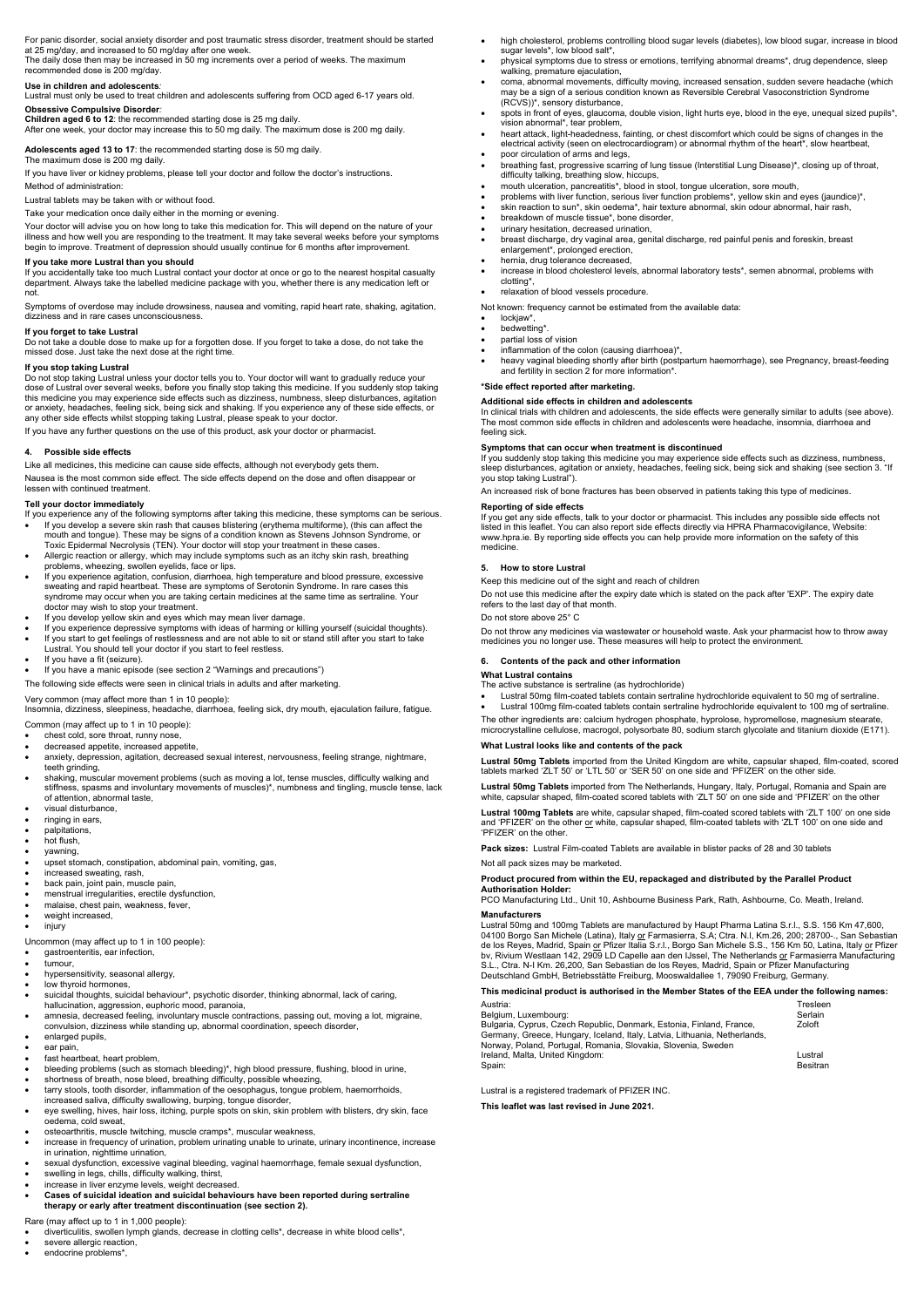For panic disorder, social anxiety disorder and post traumatic stress disorder, treatment should be started at 25 mg/day, and increased to 50 mg/day after one week.
The daily dose then may be increased in 50 mg increments over a period of weeks. The maximum recommended dose is 200 mg/day.

**Use in children and adolescents**:
Lustral must only be used to treat children and adolescents suffering from OCD aged 6-17 years old.

**Obsessive Compulsive Disorder**:
**Children aged 6 to 12**: the recommended starting dose is 25 mg daily.
After one week, your doctor may increase this to 50 mg daily. The maximum dose is 200 mg daily.

**Adolescents aged 13 to 17**: the recommended starting dose is 50 mg daily.
The maximum dose is 200 mg daily.

If you have liver or kidney problems, please tell your doctor and follow the doctor's instructions.

Method of administration:

Lustral tablets may be taken with or without food.

Take your medication once daily either in the morning or evening.

Your doctor will advise you on how long to take this medication for. This will depend on the nature of your illness and how well you are responding to the treatment. It may take several weeks before your symptoms begin to improve. Treatment of depression should usually continue for 6 months after improvement.

**If you take more Lustral than you should**
If you accidentally take too much Lustral contact your doctor at once or go to the nearest hospital casualty department. Always take the labelled medicine package with you, whether there is any medication left or not.

Symptoms of overdose may include drowsiness, nausea and vomiting, rapid heart rate, shaking, agitation, dizziness and in rare cases unconsciousness.

**If you forget to take Lustral**
Do not take a double dose to make up for a forgotten dose. If you forget to take a dose, do not take the missed dose. Just take the next dose at the right time.

**If you stop taking Lustral**
Do not stop taking Lustral unless your doctor tells you to. Your doctor will want to gradually reduce your dose of Lustral over several weeks, before you finally stop taking this medicine. If you suddenly stop taking this medicine you may experience side effects such as dizziness, numbness, sleep disturbances, agitation or anxiety, headaches, feeling sick, being sick and shaking. If you experience any of these side effects, or any other side effects whilst stopping taking Lustral, please speak to your doctor.

If you have any further questions on the use of this product, ask your doctor or pharmacist.

## 4. Possible side effects

Like all medicines, this medicine can cause side effects, although not everybody gets them.

Nausea is the most common side effect. The side effects depend on the dose and often disappear or lessen with continued treatment.

**Tell your doctor immediately**
If you experience any of the following symptoms after taking this medicine, these symptoms can be serious.

- If you develop a severe skin rash that causes blistering (erythema multiforme), (this can affect the mouth and tongue). These may be signs of a condition known as Stevens Johnson Syndrome, or Toxic Epidermal Necrolysis (TEN). Your doctor will stop your treatment in these cases.
- Allergic reaction or allergy, which may include symptoms such as an itchy skin rash, breathing problems, wheezing, swollen eyelids, face or lips.
- If you experience agitation, confusion, diarrhoea, high temperature and blood pressure, excessive sweating and rapid heartbeat. These are symptoms of Serotonin Syndrome. In rare cases this syndrome may occur when you are taking certain medicines at the same time as sertraline. Your doctor may wish to stop your treatment.
- If you develop yellow skin and eyes which may mean liver damage.
- If you experience depressive symptoms with ideas of harming or killing yourself (suicidal thoughts).
- If you start to get feelings of restlessness and are not able to sit or stand still after you start to take Lustral. You should tell your doctor if you start to feel restless.
- If you have a fit (seizure).
- If you have a manic episode (see section 2 "Warnings and precautions")

The following side effects were seen in clinical trials in adults and after marketing.

Very common (may affect more than 1 in 10 people):
Insomnia, dizziness, sleepiness, headache, diarrhoea, feeling sick, dry mouth, ejaculation failure, fatigue.

Common (may affect up to 1 in 10 people):

- chest cold, sore throat, runny nose,
- decreased appetite, increased appetite,
- anxiety, depression, agitation, decreased sexual interest, nervousness, feeling strange, nightmare, teeth grinding,
- shaking, muscular movement problems (such as moving a lot, tense muscles, difficulty walking and stiffness, spasms and involuntary movements of muscles)*, numbness and tingling, muscle tense, lack of attention, abnormal taste,
- visual disturbance,
- ringing in ears,
- palpitations,
- hot flush,
- yawning,
- upset stomach, constipation, abdominal pain, vomiting, gas,
- increased sweating, rash,
- back pain, joint pain, muscle pain,
- menstrual irregularities, erectile dysfunction,
- malaise, chest pain, weakness, fever,
- weight increased,
- injury

Uncommon (may affect up to 1 in 100 people):

- gastroenteritis, ear infection,
- tumour,
- hypersensitivity, seasonal allergy,
- low thyroid hormones,
- suicidal thoughts, suicidal behaviour*, psychotic disorder, thinking abnormal, lack of caring, hallucination, aggression, euphoric mood, paranoia,
- amnesia, decreased feeling, involuntary muscle contractions, passing out, moving a lot, migraine, convulsion, dizziness while standing up, abnormal coordination, speech disorder,
- enlarged pupils,
- ear pain,
- fast heartbeat, heart problem,
- bleeding problems (such as stomach bleeding)*, high blood pressure, flushing, blood in urine,
- shortness of breath, nose bleed, breathing difficulty, possible wheezing,
- tarry stools, tooth disorder, inflammation of the oesophagus, tongue problem, haemorrhoids, increased saliva, difficulty swallowing, burping, tongue disorder,
- eye swelling, hives, hair loss, itching, purple spots on skin, skin problem with blisters, dry skin, face oedema, cold sweat,
- osteoarthritis, muscle twitching, muscle cramps*, muscular weakness,
- increase in frequency of urination, problem urinating unable to urinate, urinary incontinence, increase in urination, nighttime urination,
- sexual dysfunction, excessive vaginal bleeding, vaginal haemorrhage, female sexual dysfunction,
- swelling in legs, chills, difficulty walking, thirst,
- increase in liver enzyme levels, weight decreased.
- **Cases of suicidal ideation and suicidal behaviours have been reported during sertraline therapy or early after treatment discontinuation (see section 2).**

Rare (may affect up to 1 in 1,000 people):

- diverticulitis, swollen lymph glands, decrease in clotting cells*, decrease in white blood cells*,
- severe allergic reaction,
- endocrine problems*,
- high cholesterol, problems controlling blood sugar levels (diabetes), low blood sugar, increase in blood sugar levels*, low blood salt*,
- physical symptoms due to stress or emotions, terrifying abnormal dreams*, drug dependence, sleep walking, premature ejaculation,
- coma, abnormal movements, difficulty moving, increased sensation, sudden severe headache (which may be a sign of a serious condition known as Reversible Cerebral Vasoconstriction Syndrome (RCVS))*, sensory disturbance,
- spots in front of eyes, glaucoma, double vision, light hurts eye, blood in the eye, unequal sized pupils*, vision abnormal*, tear problem,
- heart attack, light-headedness, fainting, or chest discomfort which could be signs of changes in the electrical activity (seen on electrocardiogram) or abnormal rhythm of the heart*, slow heartbeat,
- poor circulation of arms and legs,
- breathing fast, progressive scarring of lung tissue (Interstitial Lung Disease)*, closing up of throat, difficulty talking, breathing slow, hiccups,
- mouth ulceration, pancreatitis*, blood in stool, tongue ulceration, sore mouth,
- problems with liver function, serious liver function problems*, yellow skin and eyes (jaundice)*,
- skin reaction to sun*, skin oedema*, hair texture abnormal, skin odour abnormal, hair rash,
- breakdown of muscle tissue*, bone disorder,
- urinary hesitation, decreased urination,
- breast discharge, dry vaginal area, genital discharge, red painful penis and foreskin, breast enlargement*, prolonged erection,
- hernia, drug tolerance decreased,
- increase in blood cholesterol levels, abnormal laboratory tests*, semen abnormal, problems with clotting*,
- relaxation of blood vessels procedure.

Not known: frequency cannot be estimated from the available data:

- lockjaw*,
- bedwetting*.
- partial loss of vision
- inflammation of the colon (causing diarrhoea)*,
- heavy vaginal bleeding shortly after birth (postpartum haemorrhage), see Pregnancy, breast-feeding and fertility in section 2 for more information*.

***Side effect reported after marketing.**

**Additional side effects in children and adolescents**
In clinical trials with children and adolescents, the side effects were generally similar to adults (see above). The most common side effects in children and adolescents were headache, insomnia, diarrhoea and feeling sick.

**Symptoms that can occur when treatment is discontinued**
If you suddenly stop taking this medicine you may experience side effects such as dizziness, numbness, sleep disturbances, agitation or anxiety, headaches, feeling sick, being sick and shaking (see section 3. "If you stop taking Lustral").

An increased risk of bone fractures has been observed in patients taking this type of medicines.

**Reporting of side effects**
If you get any side effects, talk to your doctor or pharmacist. This includes any possible side effects not listed in this leaflet. You can also report side effects directly via HPRA Pharmacovigilance, Website: www.hpra.ie. By reporting side effects you can help provide more information on the safety of this medicine.

## 5. How to store Lustral

Keep this medicine out of the sight and reach of children

Do not use this medicine after the expiry date which is stated on the pack after 'EXP'. The expiry date refers to the last day of that month.

Do not store above 25° C

Do not throw any medicines via wastewater or household waste. Ask your pharmacist how to throw away medicines you no longer use. These measures will help to protect the environment.

## 6. Contents of the pack and other information

**What Lustral contains**
The active substance is sertraline (as hydrochloride)

- Lustral 50mg film-coated tablets contain sertraline hydrochloride equivalent to 50 mg of sertraline.
- Lustral 100mg film-coated tablets contain sertraline hydrochloride equivalent to 100 mg of sertraline.

The other ingredients are: calcium hydrogen phosphate, hyprolose, hypromellose, magnesium stearate, microcrystalline cellulose, macrogol, polysorbate 80, sodium starch glycolate and titanium dioxide (E171).

**What Lustral looks like and contents of the pack**

**Lustral 50mg Tablets** imported from the United Kingdom are white, capsular shaped, film-coated, scored tablets marked 'ZLT 50' or 'LTL 50' or 'SER 50' on one side and 'PFIZER' on the other side.

**Lustral 50mg Tablets** imported from The Netherlands, Hungary, Italy, Portugal, Romania and Spain are white, capsular shaped, film-coated scored tablets with 'ZLT 50' on one side and 'PFIZER' on the other

**Lustral 100mg Tablets** are white, capsular shaped, film-coated scored tablets with 'ZLT 100' on one side and 'PFIZER' on the other or white, capsular shaped, film-coated tablets with 'ZLT 100' on one side and 'PFIZER' on the other.

**Pack sizes:** Lustral Film-coated Tablets are available in blister packs of 28 and 30 tablets

Not all pack sizes may be marketed.

**Product procured from within the EU, repackaged and distributed by the Parallel Product Authorisation Holder:**
PCO Manufacturing Ltd., Unit 10, Ashbourne Business Park, Rath, Ashbourne, Co. Meath, Ireland.

**Manufacturers**
Lustral 50mg and 100mg Tablets are manufactured by Haupt Pharma Latina S.r.l., S.S. 156 Km 47,600, 04100 Borgo San Michele (Latina), Italy or Farmasierra, S.A; Ctra. N.I, Km.26, 200; 28700-., San Sebastian de los Reyes, Madrid, Spain or Pfizer Italia S.r.l., Borgo San Michele S.S., 156 Km 50, Latina, Italy or Pfizer bv, Rivium Westlaan 142, 2909 LD Capelle aan den IJssel, The Netherlands or Farmasierra Manufacturing S.L., Ctra. N-I Km. 26,200, San Sebastian de los Reyes, Madrid, Spain or Pfizer Manufacturing Deutschland GmbH, Betriebsstätte Freiburg, Mooswaldallee 1, 79090 Freiburg, Germany.

**This medicinal product is authorised in the Member States of the EEA under the following names:**

| | |
|---|---|
| Austria: | Tresleen |
| Belgium, Luxembourg: | Serlain |
| Bulgaria, Cyprus, Czech Republic, Denmark, Estonia, Finland, France, Germany, Greece, Hungary, Iceland, Italy, Latvia, Lithuania, Netherlands, Norway, Poland, Portugal, Romania, Slovakia, Slovenia, Sweden | Zoloft |
| Ireland, Malta, United Kingdom: | Lustral |
| Spain: | Besitran |

Lustral is a registered trademark of PFIZER INC.

**This leaflet was last revised in June 2021.**